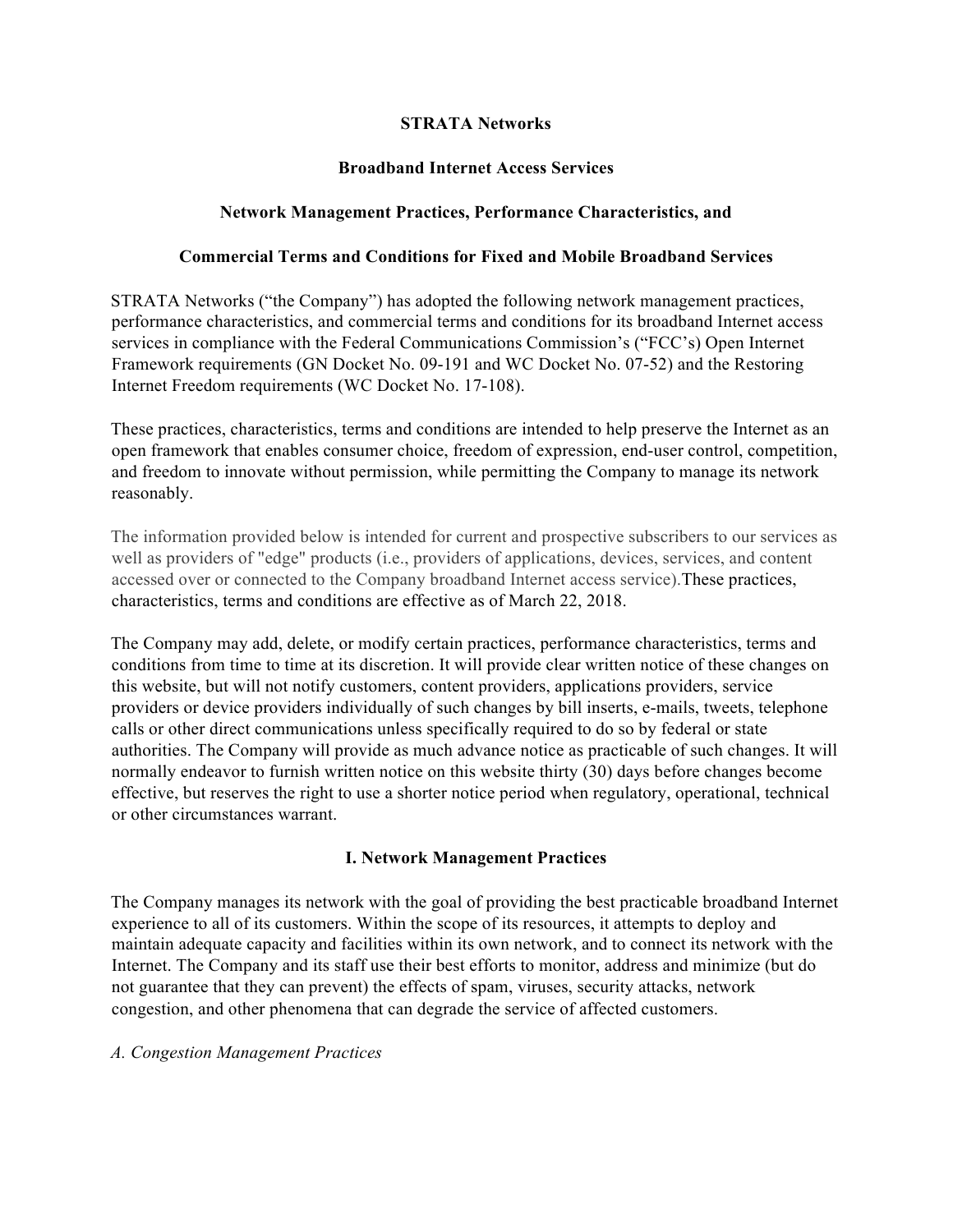# STRATA Networks

## Broadband Internet Access Services

## Network Management Practices, Performance Characteristics, and

## Commercial Terms and Conditions for Fixed and Mobile Broadband Services

STRATA Networks ("the Company") has adopted the following network management practices, performance characteristics, and commercial terms and conditions for its broadband Internet access services in compliance with the Federal Communications Commission's ("FCC's) Open Internet Framework requirements (GN Docket No. 09-191 and WC Docket No. 07-52) and the Restoring Internet Freedom requirements (WC Docket No. 17-108).

These practices, characteristics, terms and conditions are intended to help preserve the Internet as an open framework that enables consumer choice, freedom of expression, end-user control, competition, and freedom to innovate without permission, while permitting the Company to manage its network reasonably.

The information provided below is intended for current and prospective subscribers to our services as well as providers of "edge" products (i.e., providers of applications, devices, services, and content accessed over or connected to the Company broadband Internet access service).These practices, characteristics, terms and conditions are effective as of March 22, 2018.

The Company may add, delete, or modify certain practices, performance characteristics, terms and conditions from time to time at its discretion. It will provide clear written notice of these changes on this website, but will not notify customers, content providers, applications providers, service providers or device providers individually of such changes by bill inserts, e-mails, tweets, telephone calls or other direct communications unless specifically required to do so by federal or state authorities. The Company will provide as much advance notice as practicable of such changes. It will normally endeavor to furnish written notice on this website thirty (30) days before changes become effective, but reserves the right to use a shorter notice period when regulatory, operational, technical or other circumstances warrant.

## I. Network Management Practices

The Company manages its network with the goal of providing the best practicable broadband Internet experience to all of its customers. Within the scope of its resources, it attempts to deploy and maintain adequate capacity and facilities within its own network, and to connect its network with the Internet. The Company and its staff use their best efforts to monitor, address and minimize (but do not guarantee that they can prevent) the effects of spam, viruses, security attacks, network congestion, and other phenomena that can degrade the service of affected customers.

### *A. Congestion Management Practices*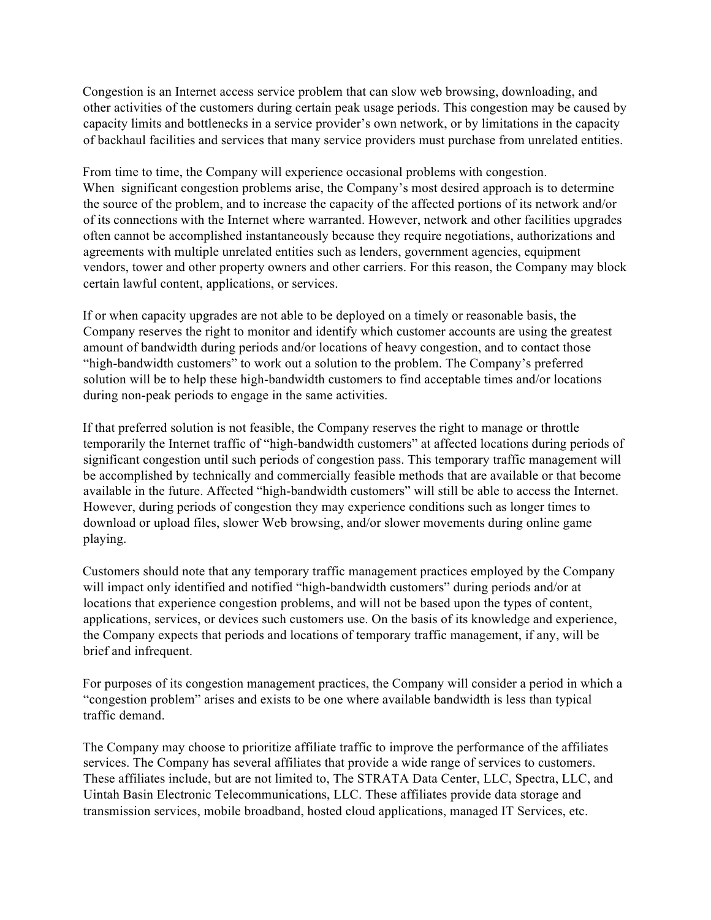Congestion is an Internet access service problem that can slow web browsing, downloading, and other activities of the customers during certain peak usage periods. This congestion may be caused by capacity limits and bottlenecks in a service provider's own network, or by limitations in the capacity of backhaul facilities and services that many service providers must purchase from unrelated entities.

From time to time, the Company will experience occasional problems with congestion. When significant congestion problems arise, the Company's most desired approach is to determine the source of the problem, and to increase the capacity of the affected portions of its network and/or of its connections with the Internet where warranted. However, network and other facilities upgrades often cannot be accomplished instantaneously because they require negotiations, authorizations and agreements with multiple unrelated entities such as lenders, government agencies, equipment vendors, tower and other property owners and other carriers. For this reason, the Company may block certain lawful content, applications, or services.

If or when capacity upgrades are not able to be deployed on a timely or reasonable basis, the Company reserves the right to monitor and identify which customer accounts are using the greatest amount of bandwidth during periods and/or locations of heavy congestion, and to contact those "high-bandwidth customers" to work out a solution to the problem. The Company's preferred solution will be to help these high-bandwidth customers to find acceptable times and/or locations during non-peak periods to engage in the same activities.

If that preferred solution is not feasible, the Company reserves the right to manage or throttle temporarily the Internet traffic of "high-bandwidth customers" at affected locations during periods of significant congestion until such periods of congestion pass. This temporary traffic management will be accomplished by technically and commercially feasible methods that are available or that become available in the future. Affected "high-bandwidth customers" will still be able to access the Internet. However, during periods of congestion they may experience conditions such as longer times to download or upload files, slower Web browsing, and/or slower movements during online game playing.

Customers should note that any temporary traffic management practices employed by the Company will impact only identified and notified "high-bandwidth customers" during periods and/or at locations that experience congestion problems, and will not be based upon the types of content, applications, services, or devices such customers use. On the basis of its knowledge and experience, the Company expects that periods and locations of temporary traffic management, if any, will be brief and infrequent.

For purposes of its congestion management practices, the Company will consider a period in which a "congestion problem" arises and exists to be one where available bandwidth is less than typical traffic demand.

The Company may choose to prioritize affiliate traffic to improve the performance of the affiliates services. The Company has several affiliates that provide a wide range of services to customers. These affiliates include, but are not limited to, The STRATA Data Center, LLC, Spectra, LLC, and Uintah Basin Electronic Telecommunications, LLC. These affiliates provide data storage and transmission services, mobile broadband, hosted cloud applications, managed IT Services, etc.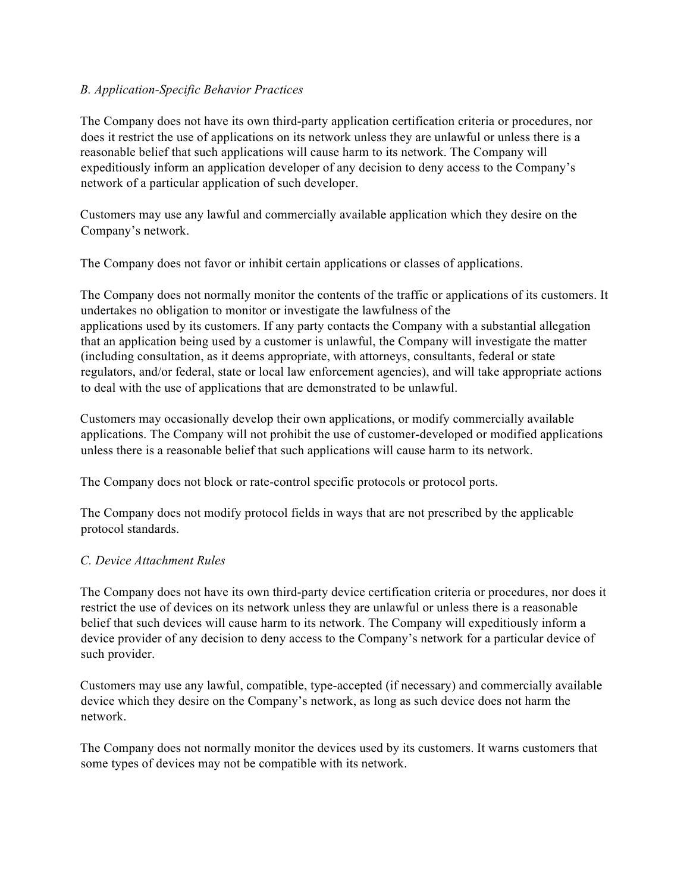*B. Application-Specific Behavior Practices*

The Company does not have its own third-party application certification criteria or procedures, nor does it restrict the use of applications on its network unless they are unlawful or unless there is a reasonable belief that such applications will cause harm to its network. The Company will expeditiously inform an application developer of any decision to deny access to the Company's network of a particular application of such developer.

Customers may use any lawful and commercially available application which they desire on the Company's network.

The Company does not favor or inhibit certain applications or classes of applications.

The Company does not normally monitor the contents of the traffic or applications of its customers. It undertakes no obligation to monitor or investigate the lawfulness of the applications used by its customers. If any party contacts the Company with a substantial allegation that an application being used by a customer is unlawful, the Company will investigate the matter (including consultation, as it deems appropriate, with attorneys, consultants, federal or state regulators, and/or federal, state or local law enforcement agencies), and will take appropriate actions to deal with the use of applications that are demonstrated to be unlawful.

Customers may occasionally develop their own applications, or modify commercially available applications. The Company will not prohibit the use of customer-developed or modified applications unless there is a reasonable belief that such applications will cause harm to its network.

The Company does not block or rate-control specific protocols or protocol ports.

The Company does not modify protocol fields in ways that are not prescribed by the applicable protocol standards.

*C. Device Attachment Rules*

The Company does not have its own third-party device certification criteria or procedures, nor does it restrict the use of devices on its network unless they are unlawful or unless there is a reasonable belief that such devices will cause harm to its network. The Company will expeditiously inform a device provider of any decision to deny access to the Company's network for a particular device of such provider.

Customers may use any lawful, compatible, type-accepted (if necessary) and commercially available device which they desire on the Company's network, as long as such device does not harm the network.

The Company does not normally monitor the devices used by its customers. It warns customers that some types of devices may not be compatible with its network.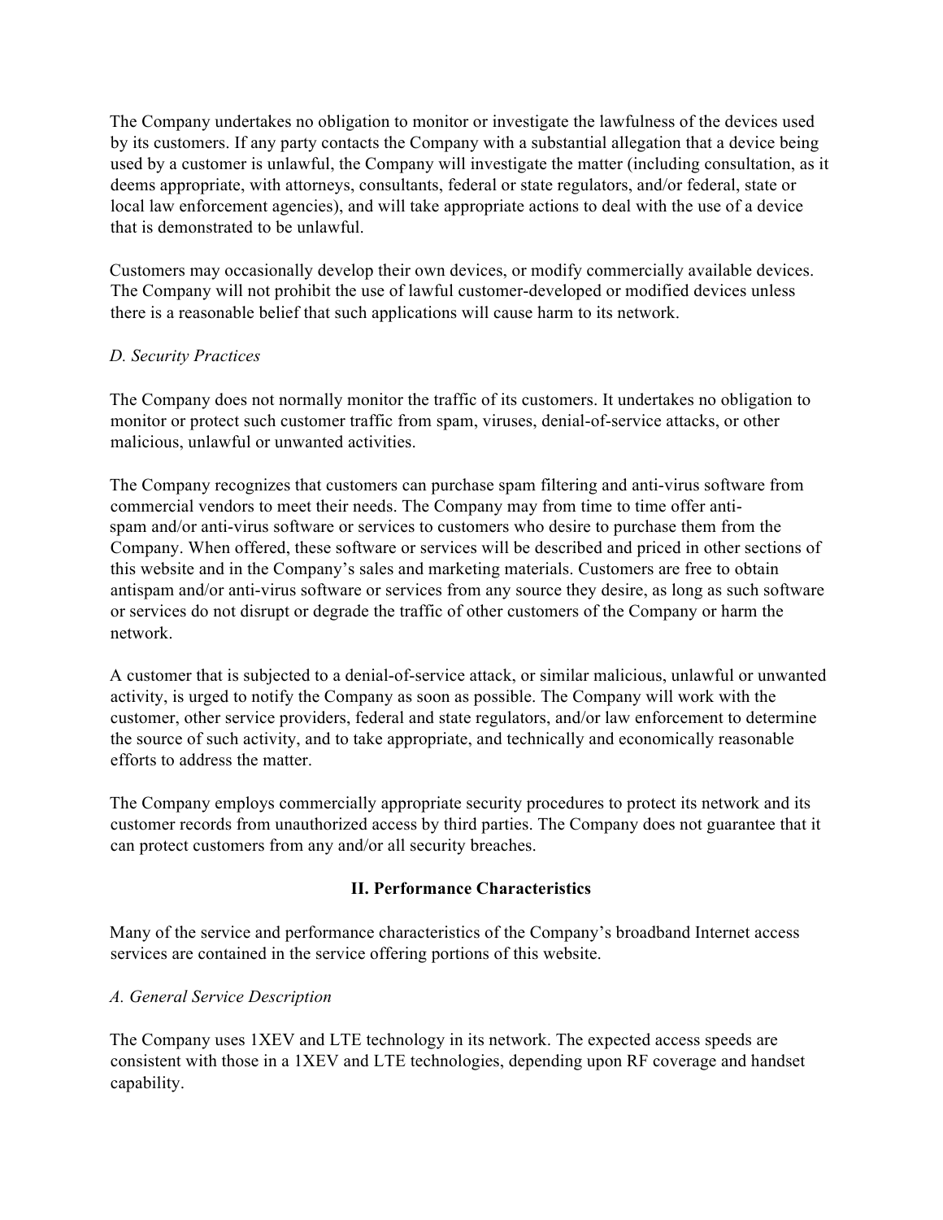The Company undertakes no obligation to monitor or investigate the lawfulness of the devices used by its customers. If any party contacts the Company with a substantial allegation that a device being used by a customer is unlawful, the Company will investigate the matter (including consultation, as it deems appropriate, with attorneys, consultants, federal or state regulators, and/or federal, state or local law enforcement agencies), and will take appropriate actions to deal with the use of a device that is demonstrated to be unlawful.

Customers may occasionally develop their own devices, or modify commercially available devices. The Company will not prohibit the use of lawful customer-developed or modified devices unless there is a reasonable belief that such applications will cause harm to its network.

### *D. Security Practices*

The Company does not normally monitor the traffic of its customers. It undertakes no obligation to monitor or protect such customer traffic from spam, viruses, denial-of-service attacks, or other malicious, unlawful or unwanted activities.

The Company recognizes that customers can purchase spam filtering and anti-virus software from commercial vendors to meet their needs. The Company may from time to time offer anti-spam and/or anti-virus software or services to customers who desire to purchase them from the Company. When offered, these software or services will be described and priced in other sections of this website and in the Company's sales and marketing materials. Customers are free to obtain antispam and/or anti-virus software or services from any source they desire, as long as such software or services do not disrupt or degrade the traffic of other customers of the Company or harm the network.

A customer that is subjected to a denial-of-service attack, or similar malicious, unlawful or unwanted activity, is urged to notify the Company as soon as possible. The Company will work with the customer, other service providers, federal and state regulators, and/or law enforcement to determine the source of such activity, and to take appropriate, and technically and economically reasonable efforts to address the matter.

The Company employs commercially appropriate security procedures to protect its network and its customer records from unauthorized access by third parties. The Company does not guarantee that it can protect customers from any and/or all security breaches.

## II. Performance Characteristics

Many of the service and performance characteristics of the Company's broadband Internet access services are contained in the service offering portions of this website.

### *A. General Service Description*

The Company uses 1XEV and LTE technology in its network. The expected access speeds are consistent with those in a 1XEV and LTE technologies, depending upon RF coverage and handset capability.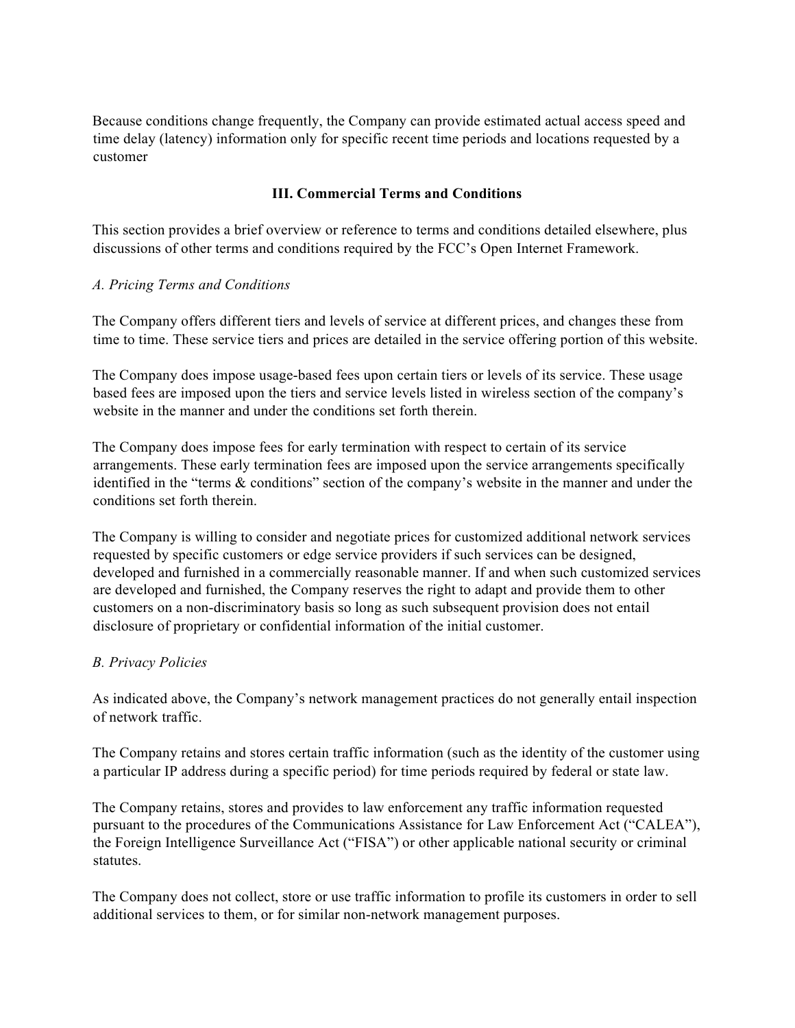Because conditions change frequently, the Company can provide estimated actual access speed and time delay (latency) information only for specific recent time periods and locations requested by a customer

## III. Commercial Terms and Conditions

This section provides a brief overview or reference to terms and conditions detailed elsewhere, plus discussions of other terms and conditions required by the FCC's Open Internet Framework.

### *A. Pricing Terms and Conditions*

The Company offers different tiers and levels of service at different prices, and changes these from time to time. These service tiers and prices are detailed in the service offering portion of this website.

The Company does impose usage-based fees upon certain tiers or levels of its service. These usage based fees are imposed upon the tiers and service levels listed in wireless section of the company's website in the manner and under the conditions set forth therein.

The Company does impose fees for early termination with respect to certain of its service arrangements. These early termination fees are imposed upon the service arrangements specifically identified in the "terms & conditions" section of the company's website in the manner and under the conditions set forth therein.

The Company is willing to consider and negotiate prices for customized additional network services requested by specific customers or edge service providers if such services can be designed, developed and furnished in a commercially reasonable manner. If and when such customized services are developed and furnished, the Company reserves the right to adapt and provide them to other customers on a non-discriminatory basis so long as such subsequent provision does not entail disclosure of proprietary or confidential information of the initial customer.

### *B. Privacy Policies*

As indicated above, the Company's network management practices do not generally entail inspection of network traffic.

The Company retains and stores certain traffic information (such as the identity of the customer using a particular IP address during a specific period) for time periods required by federal or state law.

The Company retains, stores and provides to law enforcement any traffic information requested pursuant to the procedures of the Communications Assistance for Law Enforcement Act ("CALEA"), the Foreign Intelligence Surveillance Act ("FISA") or other applicable national security or criminal statutes.

The Company does not collect, store or use traffic information to profile its customers in order to sell additional services to them, or for similar non-network management purposes.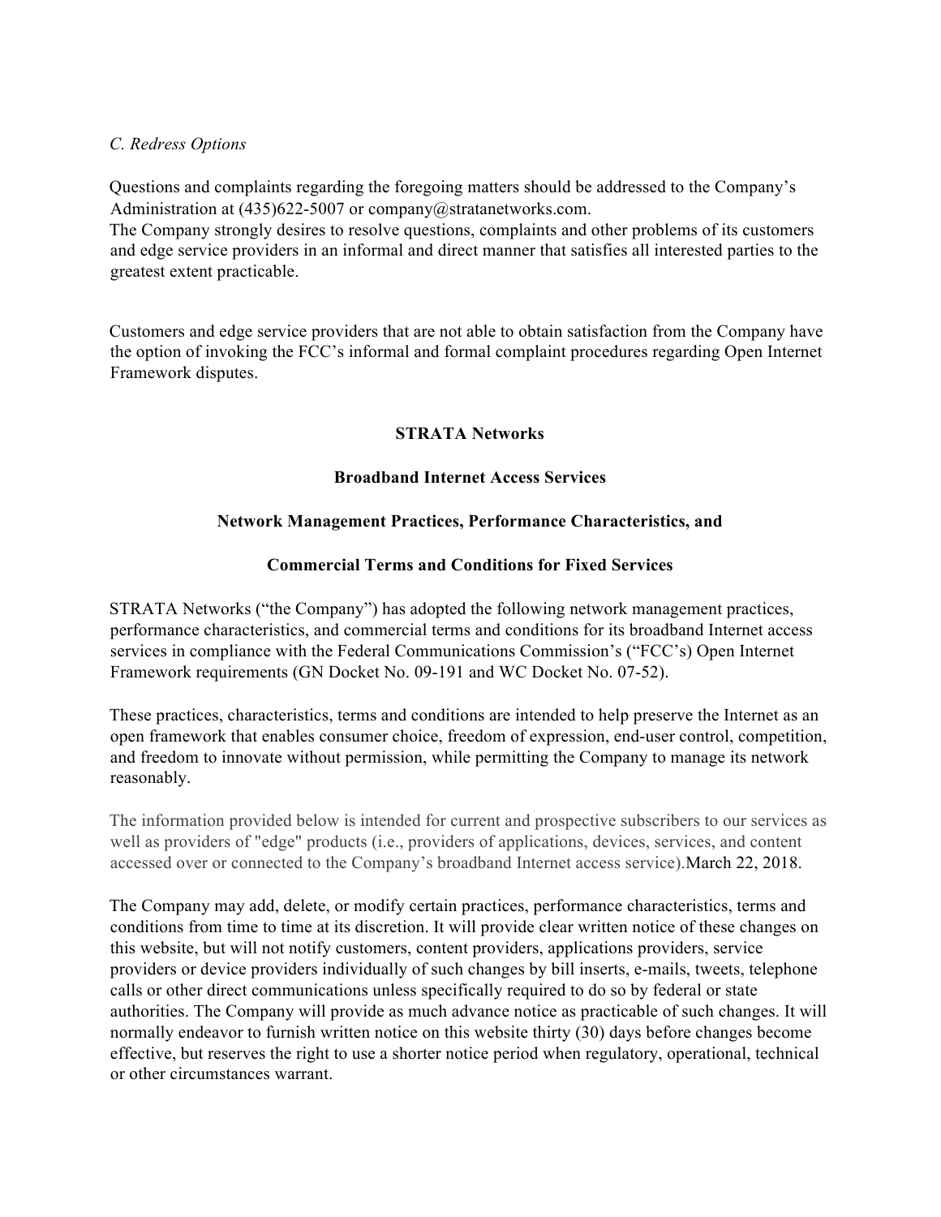*C. Redress Options*

Questions and complaints regarding the foregoing matters should be addressed to the Company's Administration at (435)622-5007 or company@stratanetworks.com.
The Company strongly desires to resolve questions, complaints and other problems of its customers and edge service providers in an informal and direct manner that satisfies all interested parties to the greatest extent practicable.

Customers and edge service providers that are not able to obtain satisfaction from the Company have the option of invoking the FCC's informal and formal complaint procedures regarding Open Internet Framework disputes.

**STRATA Networks**

**Broadband Internet Access Services**

**Network Management Practices, Performance Characteristics, and**

**Commercial Terms and Conditions for Fixed Services**

STRATA Networks ("the Company") has adopted the following network management practices, performance characteristics, and commercial terms and conditions for its broadband Internet access services in compliance with the Federal Communications Commission's ("FCC's) Open Internet Framework requirements (GN Docket No. 09-191 and WC Docket No. 07-52).

These practices, characteristics, terms and conditions are intended to help preserve the Internet as an open framework that enables consumer choice, freedom of expression, end-user control, competition, and freedom to innovate without permission, while permitting the Company to manage its network reasonably.

The information provided below is intended for current and prospective subscribers to our services as well as providers of "edge" products (i.e., providers of applications, devices, services, and content accessed over or connected to the Company's broadband Internet access service).March 22, 2018.

The Company may add, delete, or modify certain practices, performance characteristics, terms and conditions from time to time at its discretion. It will provide clear written notice of these changes on this website, but will not notify customers, content providers, applications providers, service providers or device providers individually of such changes by bill inserts, e-mails, tweets, telephone calls or other direct communications unless specifically required to do so by federal or state authorities. The Company will provide as much advance notice as practicable of such changes. It will normally endeavor to furnish written notice on this website thirty (30) days before changes become effective, but reserves the right to use a shorter notice period when regulatory, operational, technical or other circumstances warrant.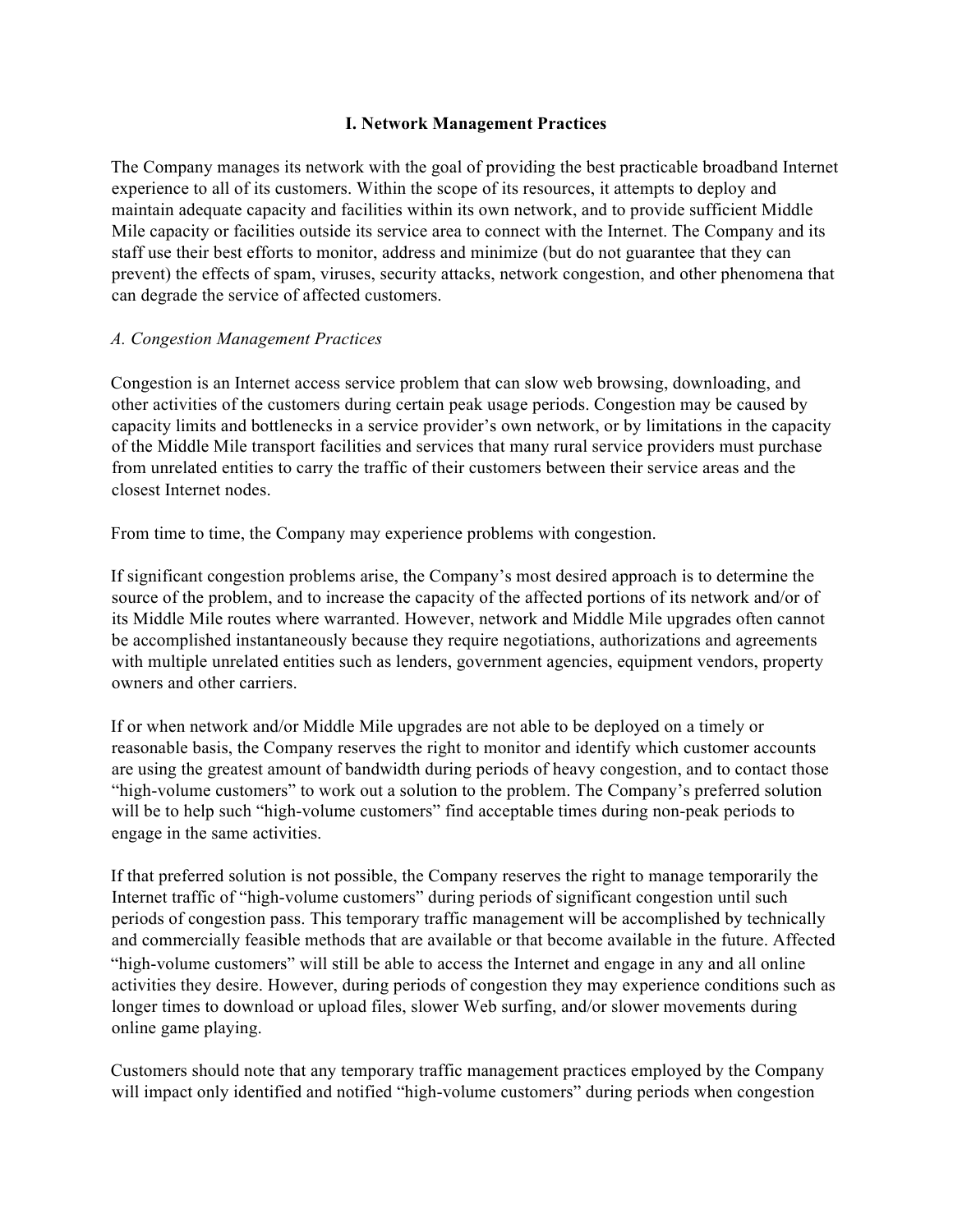## I. Network Management Practices

The Company manages its network with the goal of providing the best practicable broadband Internet experience to all of its customers. Within the scope of its resources, it attempts to deploy and maintain adequate capacity and facilities within its own network, and to provide sufficient Middle Mile capacity or facilities outside its service area to connect with the Internet. The Company and its staff use their best efforts to monitor, address and minimize (but do not guarantee that they can prevent) the effects of spam, viruses, security attacks, network congestion, and other phenomena that can degrade the service of affected customers.

### *A. Congestion Management Practices*

Congestion is an Internet access service problem that can slow web browsing, downloading, and other activities of the customers during certain peak usage periods. Congestion may be caused by capacity limits and bottlenecks in a service provider's own network, or by limitations in the capacity of the Middle Mile transport facilities and services that many rural service providers must purchase from unrelated entities to carry the traffic of their customers between their service areas and the closest Internet nodes.

From time to time, the Company may experience problems with congestion.

If significant congestion problems arise, the Company's most desired approach is to determine the source of the problem, and to increase the capacity of the affected portions of its network and/or of its Middle Mile routes where warranted. However, network and Middle Mile upgrades often cannot be accomplished instantaneously because they require negotiations, authorizations and agreements with multiple unrelated entities such as lenders, government agencies, equipment vendors, property owners and other carriers.

If or when network and/or Middle Mile upgrades are not able to be deployed on a timely or reasonable basis, the Company reserves the right to monitor and identify which customer accounts are using the greatest amount of bandwidth during periods of heavy congestion, and to contact those "high-volume customers" to work out a solution to the problem. The Company's preferred solution will be to help such "high-volume customers" find acceptable times during non-peak periods to engage in the same activities.

If that preferred solution is not possible, the Company reserves the right to manage temporarily the Internet traffic of "high-volume customers" during periods of significant congestion until such periods of congestion pass. This temporary traffic management will be accomplished by technically and commercially feasible methods that are available or that become available in the future. Affected "high-volume customers" will still be able to access the Internet and engage in any and all online activities they desire. However, during periods of congestion they may experience conditions such as longer times to download or upload files, slower Web surfing, and/or slower movements during online game playing.

Customers should note that any temporary traffic management practices employed by the Company will impact only identified and notified "high-volume customers" during periods when congestion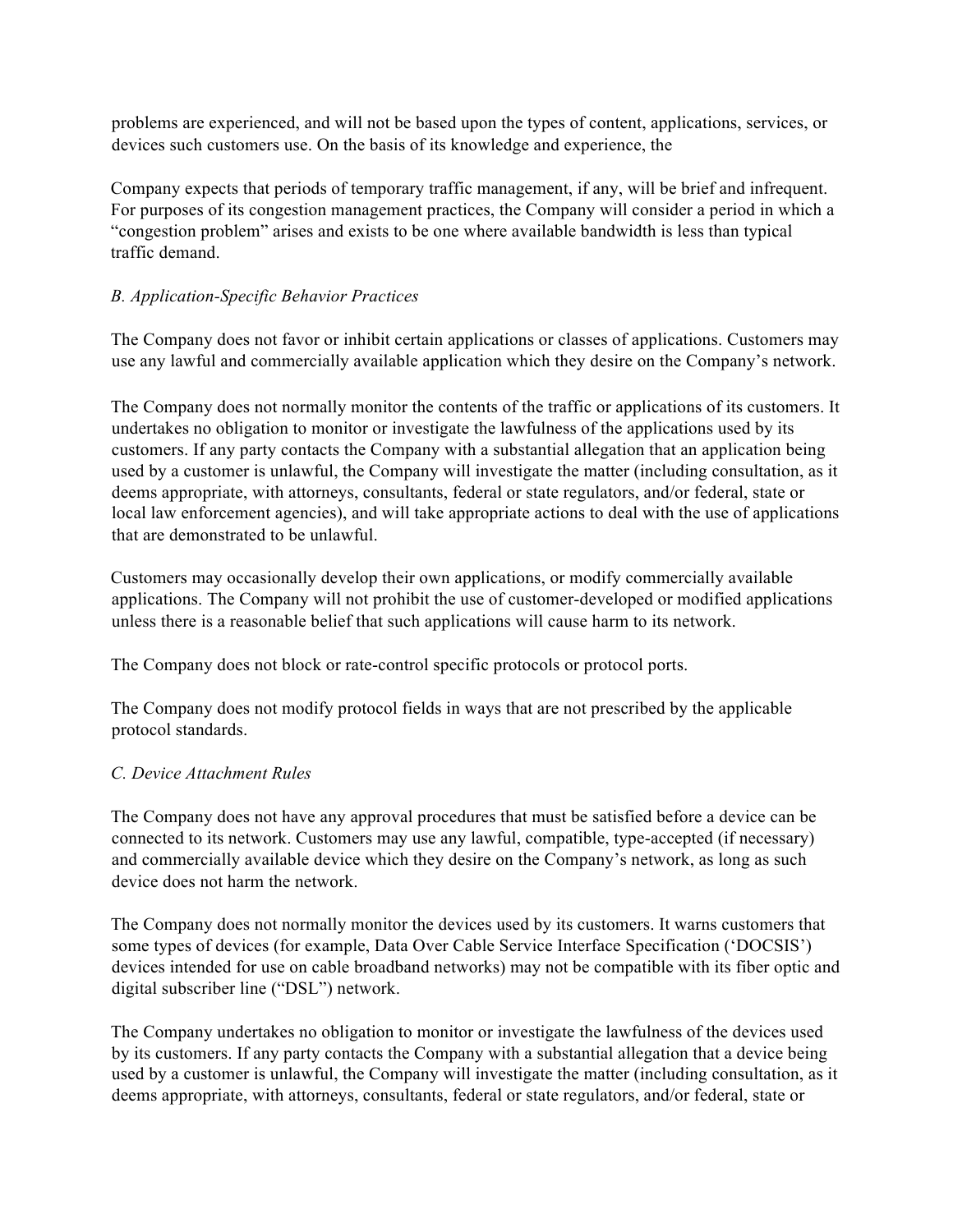problems are experienced, and will not be based upon the types of content, applications, services, or devices such customers use. On the basis of its knowledge and experience, the

Company expects that periods of temporary traffic management, if any, will be brief and infrequent. For purposes of its congestion management practices, the Company will consider a period in which a "congestion problem" arises and exists to be one where available bandwidth is less than typical traffic demand.

*B. Application-Specific Behavior Practices*

The Company does not favor or inhibit certain applications or classes of applications. Customers may use any lawful and commercially available application which they desire on the Company's network.

The Company does not normally monitor the contents of the traffic or applications of its customers. It undertakes no obligation to monitor or investigate the lawfulness of the applications used by its customers. If any party contacts the Company with a substantial allegation that an application being used by a customer is unlawful, the Company will investigate the matter (including consultation, as it deems appropriate, with attorneys, consultants, federal or state regulators, and/or federal, state or local law enforcement agencies), and will take appropriate actions to deal with the use of applications that are demonstrated to be unlawful.

Customers may occasionally develop their own applications, or modify commercially available applications. The Company will not prohibit the use of customer-developed or modified applications unless there is a reasonable belief that such applications will cause harm to its network.

The Company does not block or rate-control specific protocols or protocol ports.

The Company does not modify protocol fields in ways that are not prescribed by the applicable protocol standards.

*C. Device Attachment Rules*

The Company does not have any approval procedures that must be satisfied before a device can be connected to its network. Customers may use any lawful, compatible, type-accepted (if necessary) and commercially available device which they desire on the Company's network, as long as such device does not harm the network.

The Company does not normally monitor the devices used by its customers. It warns customers that some types of devices (for example, Data Over Cable Service Interface Specification ('DOCSIS') devices intended for use on cable broadband networks) may not be compatible with its fiber optic and digital subscriber line ("DSL") network.

The Company undertakes no obligation to monitor or investigate the lawfulness of the devices used by its customers. If any party contacts the Company with a substantial allegation that a device being used by a customer is unlawful, the Company will investigate the matter (including consultation, as it deems appropriate, with attorneys, consultants, federal or state regulators, and/or federal, state or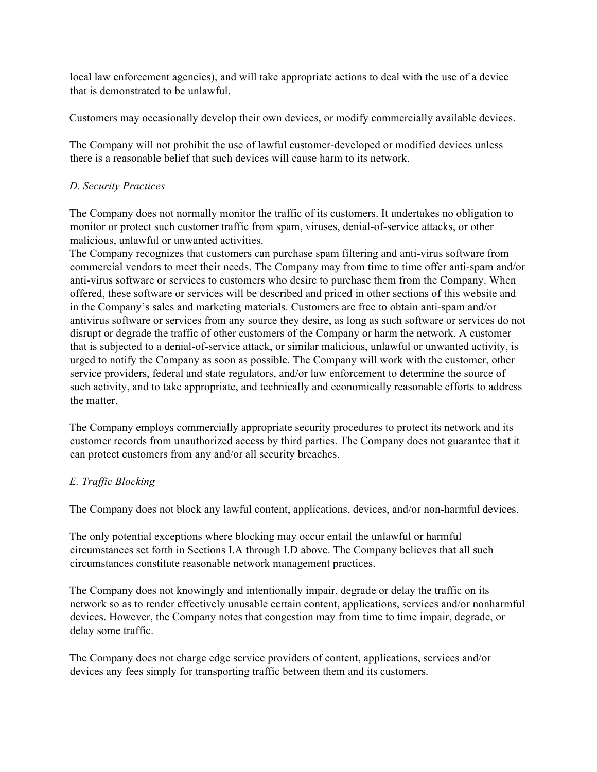local law enforcement agencies), and will take appropriate actions to deal with the use of a device that is demonstrated to be unlawful.

Customers may occasionally develop their own devices, or modify commercially available devices.

The Company will not prohibit the use of lawful customer-developed or modified devices unless there is a reasonable belief that such devices will cause harm to its network.

*D. Security Practices*

The Company does not normally monitor the traffic of its customers. It undertakes no obligation to monitor or protect such customer traffic from spam, viruses, denial-of-service attacks, or other malicious, unlawful or unwanted activities.
The Company recognizes that customers can purchase spam filtering and anti-virus software from commercial vendors to meet their needs. The Company may from time to time offer anti-spam and/or anti-virus software or services to customers who desire to purchase them from the Company. When offered, these software or services will be described and priced in other sections of this website and in the Company's sales and marketing materials. Customers are free to obtain anti-spam and/or antivirus software or services from any source they desire, as long as such software or services do not disrupt or degrade the traffic of other customers of the Company or harm the network. A customer that is subjected to a denial-of-service attack, or similar malicious, unlawful or unwanted activity, is urged to notify the Company as soon as possible. The Company will work with the customer, other service providers, federal and state regulators, and/or law enforcement to determine the source of such activity, and to take appropriate, and technically and economically reasonable efforts to address the matter.

The Company employs commercially appropriate security procedures to protect its network and its customer records from unauthorized access by third parties. The Company does not guarantee that it can protect customers from any and/or all security breaches.

*E. Traffic Blocking*

The Company does not block any lawful content, applications, devices, and/or non-harmful devices.

The only potential exceptions where blocking may occur entail the unlawful or harmful circumstances set forth in Sections I.A through I.D above. The Company believes that all such circumstances constitute reasonable network management practices.

The Company does not knowingly and intentionally impair, degrade or delay the traffic on its network so as to render effectively unusable certain content, applications, services and/or nonharmful devices. However, the Company notes that congestion may from time to time impair, degrade, or delay some traffic.

The Company does not charge edge service providers of content, applications, services and/or devices any fees simply for transporting traffic between them and its customers.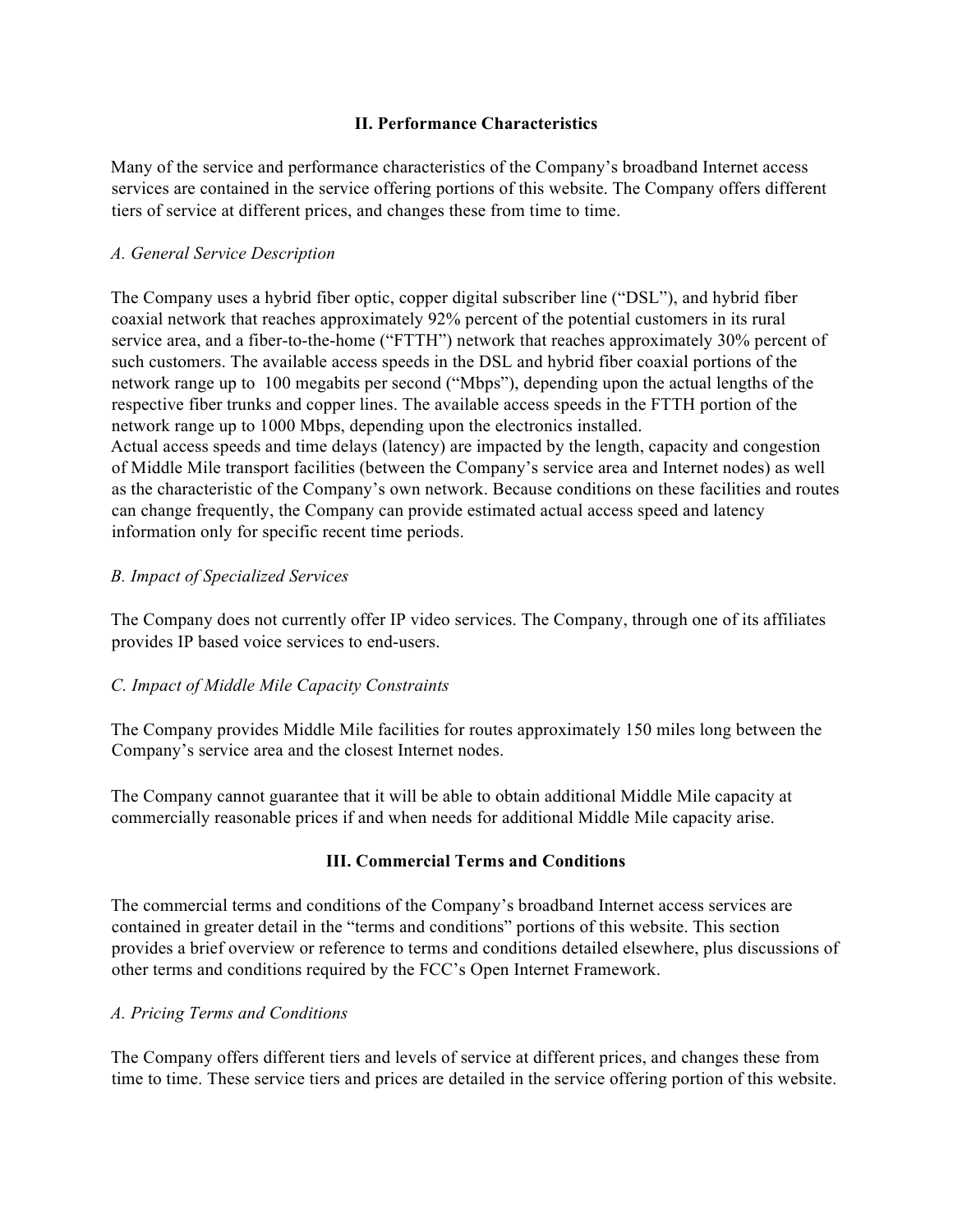## II. Performance Characteristics

Many of the service and performance characteristics of the Company's broadband Internet access services are contained in the service offering portions of this website. The Company offers different tiers of service at different prices, and changes these from time to time.

### *A. General Service Description*

The Company uses a hybrid fiber optic, copper digital subscriber line ("DSL"), and hybrid fiber coaxial network that reaches approximately 92% percent of the potential customers in its rural service area, and a fiber-to-the-home ("FTTH") network that reaches approximately 30% percent of such customers. The available access speeds in the DSL and hybrid fiber coaxial portions of the network range up to 100 megabits per second ("Mbps"), depending upon the actual lengths of the respective fiber trunks and copper lines. The available access speeds in the FTTH portion of the network range up to 1000 Mbps, depending upon the electronics installed.
Actual access speeds and time delays (latency) are impacted by the length, capacity and congestion of Middle Mile transport facilities (between the Company's service area and Internet nodes) as well as the characteristic of the Company's own network. Because conditions on these facilities and routes can change frequently, the Company can provide estimated actual access speed and latency information only for specific recent time periods.

### *B. Impact of Specialized Services*

The Company does not currently offer IP video services. The Company, through one of its affiliates provides IP based voice services to end-users.

### *C. Impact of Middle Mile Capacity Constraints*

The Company provides Middle Mile facilities for routes approximately 150 miles long between the Company's service area and the closest Internet nodes.

The Company cannot guarantee that it will be able to obtain additional Middle Mile capacity at commercially reasonable prices if and when needs for additional Middle Mile capacity arise.

## III. Commercial Terms and Conditions

The commercial terms and conditions of the Company's broadband Internet access services are contained in greater detail in the "terms and conditions" portions of this website. This section provides a brief overview or reference to terms and conditions detailed elsewhere, plus discussions of other terms and conditions required by the FCC's Open Internet Framework.

### *A. Pricing Terms and Conditions*

The Company offers different tiers and levels of service at different prices, and changes these from time to time. These service tiers and prices are detailed in the service offering portion of this website.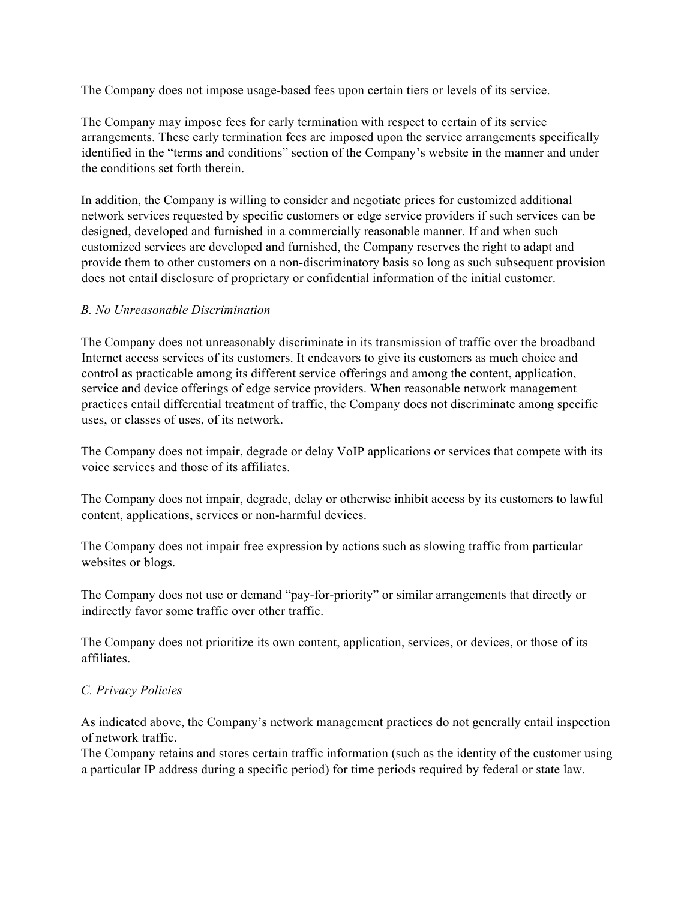The Company does not impose usage-based fees upon certain tiers or levels of its service.

The Company may impose fees for early termination with respect to certain of its service arrangements. These early termination fees are imposed upon the service arrangements specifically identified in the "terms and conditions" section of the Company's website in the manner and under the conditions set forth therein.

In addition, the Company is willing to consider and negotiate prices for customized additional network services requested by specific customers or edge service providers if such services can be designed, developed and furnished in a commercially reasonable manner. If and when such customized services are developed and furnished, the Company reserves the right to adapt and provide them to other customers on a non-discriminatory basis so long as such subsequent provision does not entail disclosure of proprietary or confidential information of the initial customer.

*B. No Unreasonable Discrimination*

The Company does not unreasonably discriminate in its transmission of traffic over the broadband Internet access services of its customers. It endeavors to give its customers as much choice and control as practicable among its different service offerings and among the content, application, service and device offerings of edge service providers. When reasonable network management practices entail differential treatment of traffic, the Company does not discriminate among specific uses, or classes of uses, of its network.

The Company does not impair, degrade or delay VoIP applications or services that compete with its voice services and those of its affiliates.

The Company does not impair, degrade, delay or otherwise inhibit access by its customers to lawful content, applications, services or non-harmful devices.

The Company does not impair free expression by actions such as slowing traffic from particular websites or blogs.

The Company does not use or demand "pay-for-priority" or similar arrangements that directly or indirectly favor some traffic over other traffic.

The Company does not prioritize its own content, application, services, or devices, or those of its affiliates.

*C. Privacy Policies*

As indicated above, the Company's network management practices do not generally entail inspection of network traffic.
The Company retains and stores certain traffic information (such as the identity of the customer using a particular IP address during a specific period) for time periods required by federal or state law.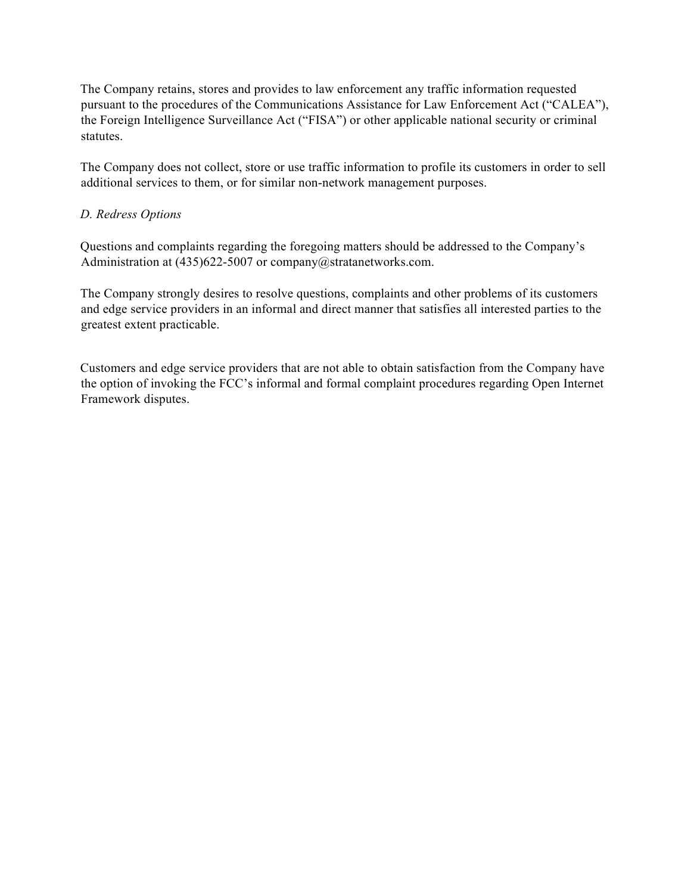The Company retains, stores and provides to law enforcement any traffic information requested pursuant to the procedures of the Communications Assistance for Law Enforcement Act ("CALEA"), the Foreign Intelligence Surveillance Act ("FISA") or other applicable national security or criminal statutes.

The Company does not collect, store or use traffic information to profile its customers in order to sell additional services to them, or for similar non-network management purposes.

*D. Redress Options*

Questions and complaints regarding the foregoing matters should be addressed to the Company's Administration at (435)622-5007 or company@stratanetworks.com.

The Company strongly desires to resolve questions, complaints and other problems of its customers and edge service providers in an informal and direct manner that satisfies all interested parties to the greatest extent practicable.

Customers and edge service providers that are not able to obtain satisfaction from the Company have the option of invoking the FCC's informal and formal complaint procedures regarding Open Internet Framework disputes.